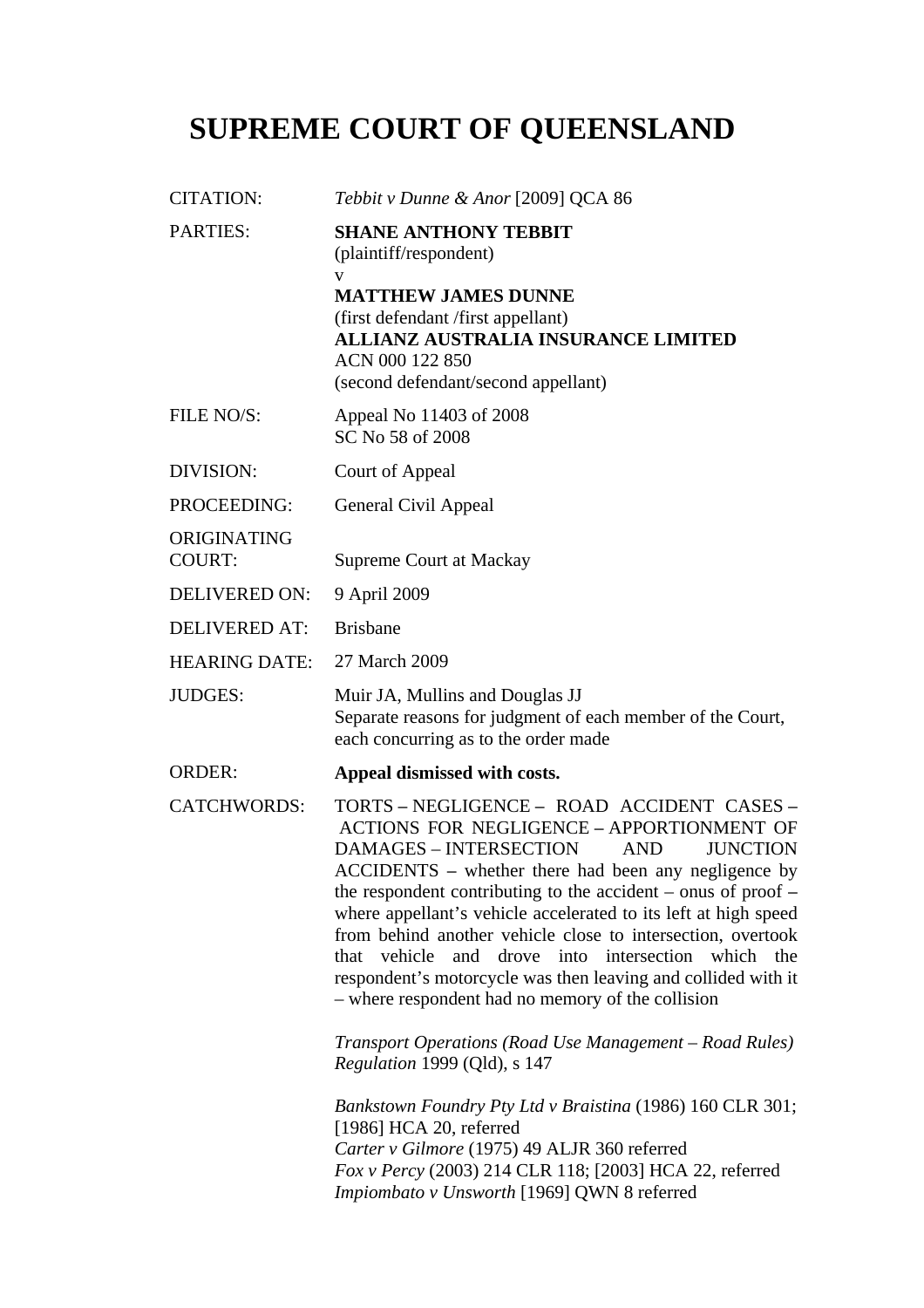# SUPREME COURT OF QUEENSLAND

| | |
|---|---|
| CITATION: | *Tebbit v Dunne & Anor* [2009] QCA 86 |
| PARTIES: | **SHANE ANTHONY TEBBIT**<br>(plaintiff/respondent)<br>v<br>**MATTHEW JAMES DUNNE**<br>(first defendant /first appellant)<br>**ALLIANZ AUSTRALIA INSURANCE LIMITED**<br>ACN 000 122 850<br>(second defendant/second appellant) |
| FILE NO/S: | Appeal No 11403 of 2008<br>SC No 58 of 2008 |
| DIVISION: | Court of Appeal |
| PROCEEDING: | General Civil Appeal |
| ORIGINATING COURT: | Supreme Court at Mackay |
| DELIVERED ON: | 9 April 2009 |
| DELIVERED AT: | Brisbane |
| HEARING DATE: | 27 March 2009 |
| JUDGES: | Muir JA, Mullins and Douglas JJ<br>Separate reasons for judgment of each member of the Court, each concurring as to the order made |
| ORDER: | **Appeal dismissed with costs.** |
| CATCHWORDS: | TORTS – NEGLIGENCE – ROAD ACCIDENT CASES – ACTIONS FOR NEGLIGENCE – APPORTIONMENT OF DAMAGES – INTERSECTION AND JUNCTION ACCIDENTS – whether there had been any negligence by the respondent contributing to the accident – onus of proof – where appellant's vehicle accelerated to its left at high speed from behind another vehicle close to intersection, overtook that vehicle and drove into intersection which the respondent's motorcycle was then leaving and collided with it – where respondent had no memory of the collision<br><br>*Transport Operations (Road Use Management – Road Rules) Regulation* 1999 (Qld), s 147<br><br>*Bankstown Foundry Pty Ltd v Braistina* (1986) 160 CLR 301; [1986] HCA 20, referred<br>*Carter v Gilmore* (1975) 49 ALJR 360 referred<br>*Fox v Percy* (2003) 214 CLR 118; [2003] HCA 22, referred<br>*Impiombato v Unsworth* [1969] QWN 8 referred |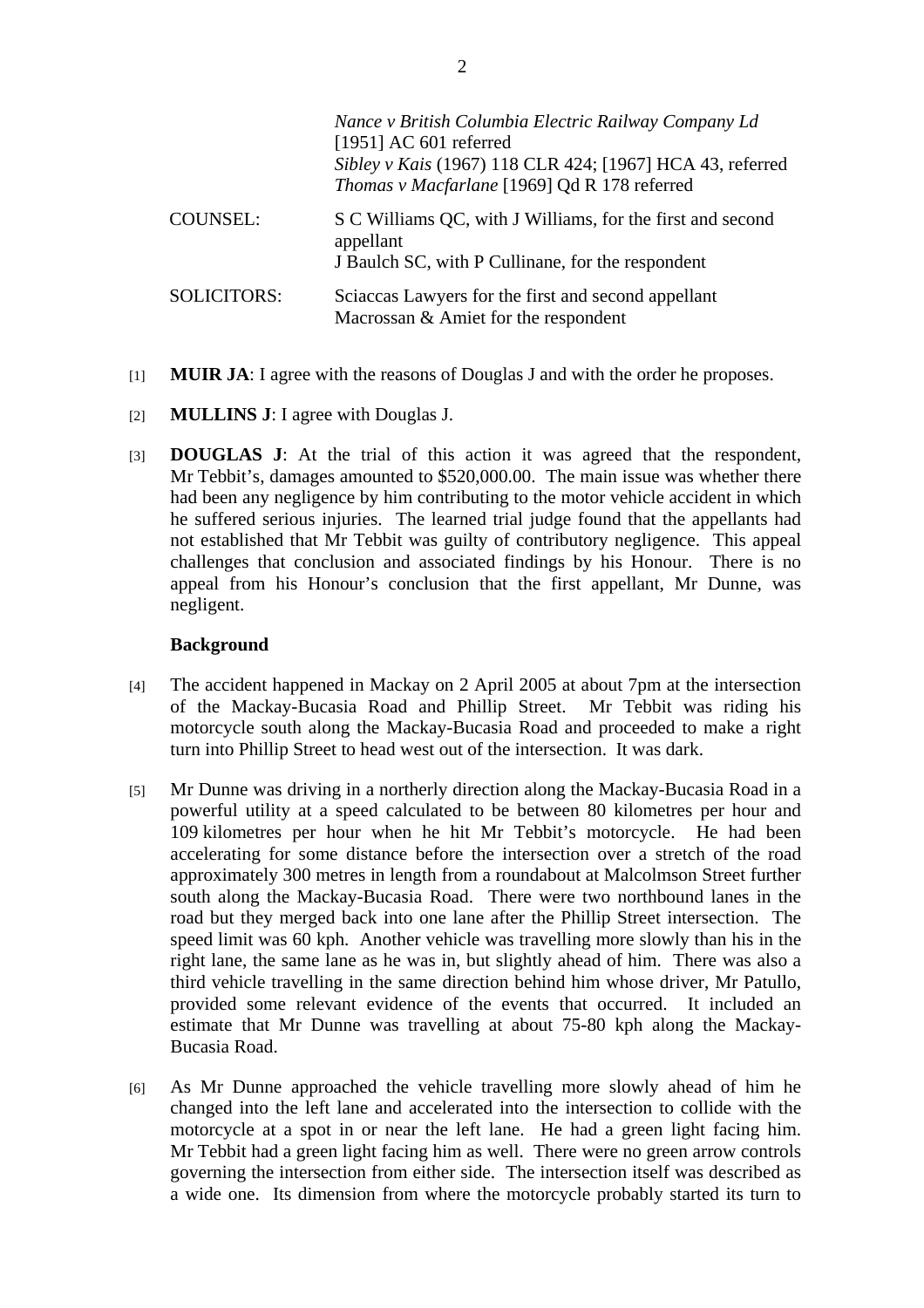*Nance v British Columbia Electric Railway Company Ld* [1951] AC 601 referred
*Sibley v Kais* (1967) 118 CLR 424; [1967] HCA 43, referred
*Thomas v Macfarlane* [1969] Qd R 178 referred

| | |
|---|---|
| COUNSEL: | S C Williams QC, with J Williams, for the first and second appellant<br>J Baulch SC, with P Cullinane, for the respondent |
| SOLICITORS: | Sciaccas Lawyers for the first and second appellant<br>Macrossan & Amiet for the respondent |

[1] **MUIR JA**: I agree with the reasons of Douglas J and with the order he proposes.

[2] **MULLINS J**: I agree with Douglas J.

[3] **DOUGLAS J**: At the trial of this action it was agreed that the respondent, Mr Tebbit's, damages amounted to $520,000.00. The main issue was whether there had been any negligence by him contributing to the motor vehicle accident in which he suffered serious injuries. The learned trial judge found that the appellants had not established that Mr Tebbit was guilty of contributory negligence. This appeal challenges that conclusion and associated findings by his Honour. There is no appeal from his Honour's conclusion that the first appellant, Mr Dunne, was negligent.

**Background**

[4] The accident happened in Mackay on 2 April 2005 at about 7pm at the intersection of the Mackay-Bucasia Road and Phillip Street. Mr Tebbit was riding his motorcycle south along the Mackay-Bucasia Road and proceeded to make a right turn into Phillip Street to head west out of the intersection. It was dark.

[5] Mr Dunne was driving in a northerly direction along the Mackay-Bucasia Road in a powerful utility at a speed calculated to be between 80 kilometres per hour and 109 kilometres per hour when he hit Mr Tebbit's motorcycle. He had been accelerating for some distance before the intersection over a stretch of the road approximately 300 metres in length from a roundabout at Malcolmson Street further south along the Mackay-Bucasia Road. There were two northbound lanes in the road but they merged back into one lane after the Phillip Street intersection. The speed limit was 60 kph. Another vehicle was travelling more slowly than his in the right lane, the same lane as he was in, but slightly ahead of him. There was also a third vehicle travelling in the same direction behind him whose driver, Mr Patullo, provided some relevant evidence of the events that occurred. It included an estimate that Mr Dunne was travelling at about 75-80 kph along the Mackay-Bucasia Road.

[6] As Mr Dunne approached the vehicle travelling more slowly ahead of him he changed into the left lane and accelerated into the intersection to collide with the motorcycle at a spot in or near the left lane. He had a green light facing him. Mr Tebbit had a green light facing him as well. There were no green arrow controls governing the intersection from either side. The intersection itself was described as a wide one. Its dimension from where the motorcycle probably started its turn to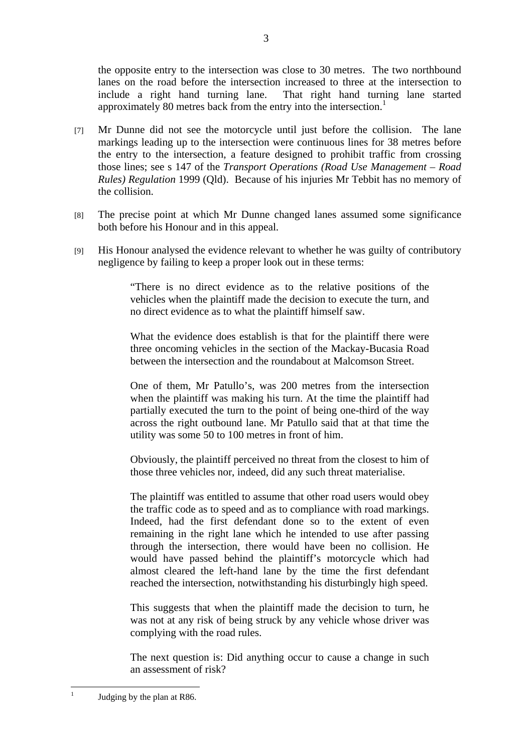the opposite entry to the intersection was close to 30 metres. The two northbound lanes on the road before the intersection increased to three at the intersection to include a right hand turning lane. That right hand turning lane started approximately 80 metres back from the entry into the intersection.[1]

[7] Mr Dunne did not see the motorcycle until just before the collision. The lane markings leading up to the intersection were continuous lines for 38 metres before the entry to the intersection, a feature designed to prohibit traffic from crossing those lines; see s 147 of the *Transport Operations (Road Use Management – Road Rules) Regulation* 1999 (Qld). Because of his injuries Mr Tebbit has no memory of the collision.

[8] The precise point at which Mr Dunne changed lanes assumed some significance both before his Honour and in this appeal.

[9] His Honour analysed the evidence relevant to whether he was guilty of contributory negligence by failing to keep a proper look out in these terms:

> "There is no direct evidence as to the relative positions of the vehicles when the plaintiff made the decision to execute the turn, and no direct evidence as to what the plaintiff himself saw.
>
> What the evidence does establish is that for the plaintiff there were three oncoming vehicles in the section of the Mackay-Bucasia Road between the intersection and the roundabout at Malcomson Street.
>
> One of them, Mr Patullo's, was 200 metres from the intersection when the plaintiff was making his turn. At the time the plaintiff had partially executed the turn to the point of being one-third of the way across the right outbound lane. Mr Patullo said that at that time the utility was some 50 to 100 metres in front of him.
>
> Obviously, the plaintiff perceived no threat from the closest to him of those three vehicles nor, indeed, did any such threat materialise.
>
> The plaintiff was entitled to assume that other road users would obey the traffic code as to speed and as to compliance with road markings. Indeed, had the first defendant done so to the extent of even remaining in the right lane which he intended to use after passing through the intersection, there would have been no collision. He would have passed behind the plaintiff's motorcycle which had almost cleared the left-hand lane by the time the first defendant reached the intersection, notwithstanding his disturbingly high speed.
>
> This suggests that when the plaintiff made the decision to turn, he was not at any risk of being struck by any vehicle whose driver was complying with the road rules.
>
> The next question is: Did anything occur to cause a change in such an assessment of risk?

[1] Judging by the plan at R86.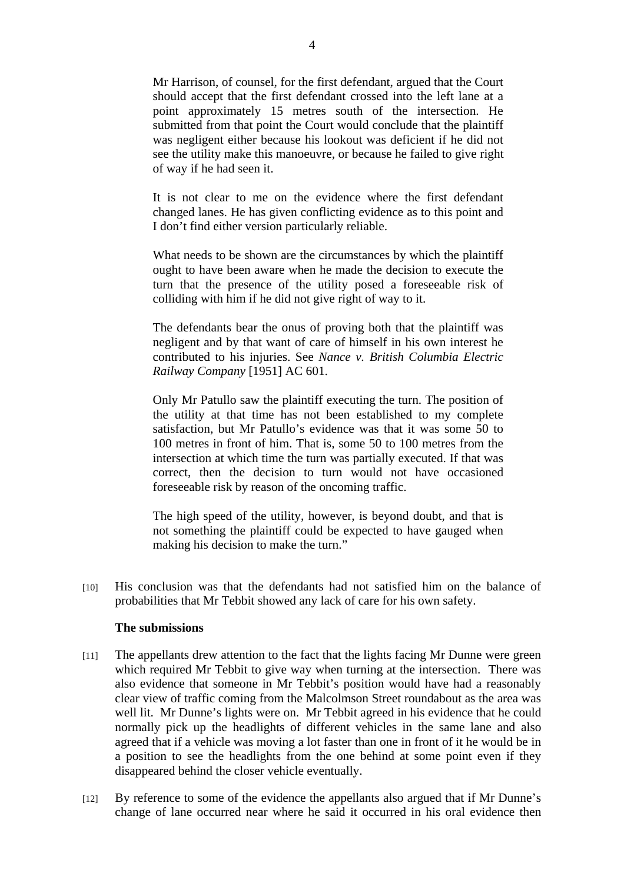> Mr Harrison, of counsel, for the first defendant, argued that the Court should accept that the first defendant crossed into the left lane at a point approximately 15 metres south of the intersection. He submitted from that point the Court would conclude that the plaintiff was negligent either because his lookout was deficient if he did not see the utility make this manoeuvre, or because he failed to give right of way if he had seen it.
>
> It is not clear to me on the evidence where the first defendant changed lanes. He has given conflicting evidence as to this point and I don't find either version particularly reliable.
>
> What needs to be shown are the circumstances by which the plaintiff ought to have been aware when he made the decision to execute the turn that the presence of the utility posed a foreseeable risk of colliding with him if he did not give right of way to it.
>
> The defendants bear the onus of proving both that the plaintiff was negligent and by that want of care of himself in his own interest he contributed to his injuries. See *Nance v. British Columbia Electric Railway Company* [1951] AC 601.
>
> Only Mr Patullo saw the plaintiff executing the turn. The position of the utility at that time has not been established to my complete satisfaction, but Mr Patullo's evidence was that it was some 50 to 100 metres in front of him. That is, some 50 to 100 metres from the intersection at which time the turn was partially executed. If that was correct, then the decision to turn would not have occasioned foreseeable risk by reason of the oncoming traffic.
>
> The high speed of the utility, however, is beyond doubt, and that is not something the plaintiff could be expected to have gauged when making his decision to make the turn."

[10] His conclusion was that the defendants had not satisfied him on the balance of probabilities that Mr Tebbit showed any lack of care for his own safety.

**The submissions**

[11] The appellants drew attention to the fact that the lights facing Mr Dunne were green which required Mr Tebbit to give way when turning at the intersection. There was also evidence that someone in Mr Tebbit's position would have had a reasonably clear view of traffic coming from the Malcolmson Street roundabout as the area was well lit. Mr Dunne's lights were on. Mr Tebbit agreed in his evidence that he could normally pick up the headlights of different vehicles in the same lane and also agreed that if a vehicle was moving a lot faster than one in front of it he would be in a position to see the headlights from the one behind at some point even if they disappeared behind the closer vehicle eventually.

[12] By reference to some of the evidence the appellants also argued that if Mr Dunne's change of lane occurred near where he said it occurred in his oral evidence then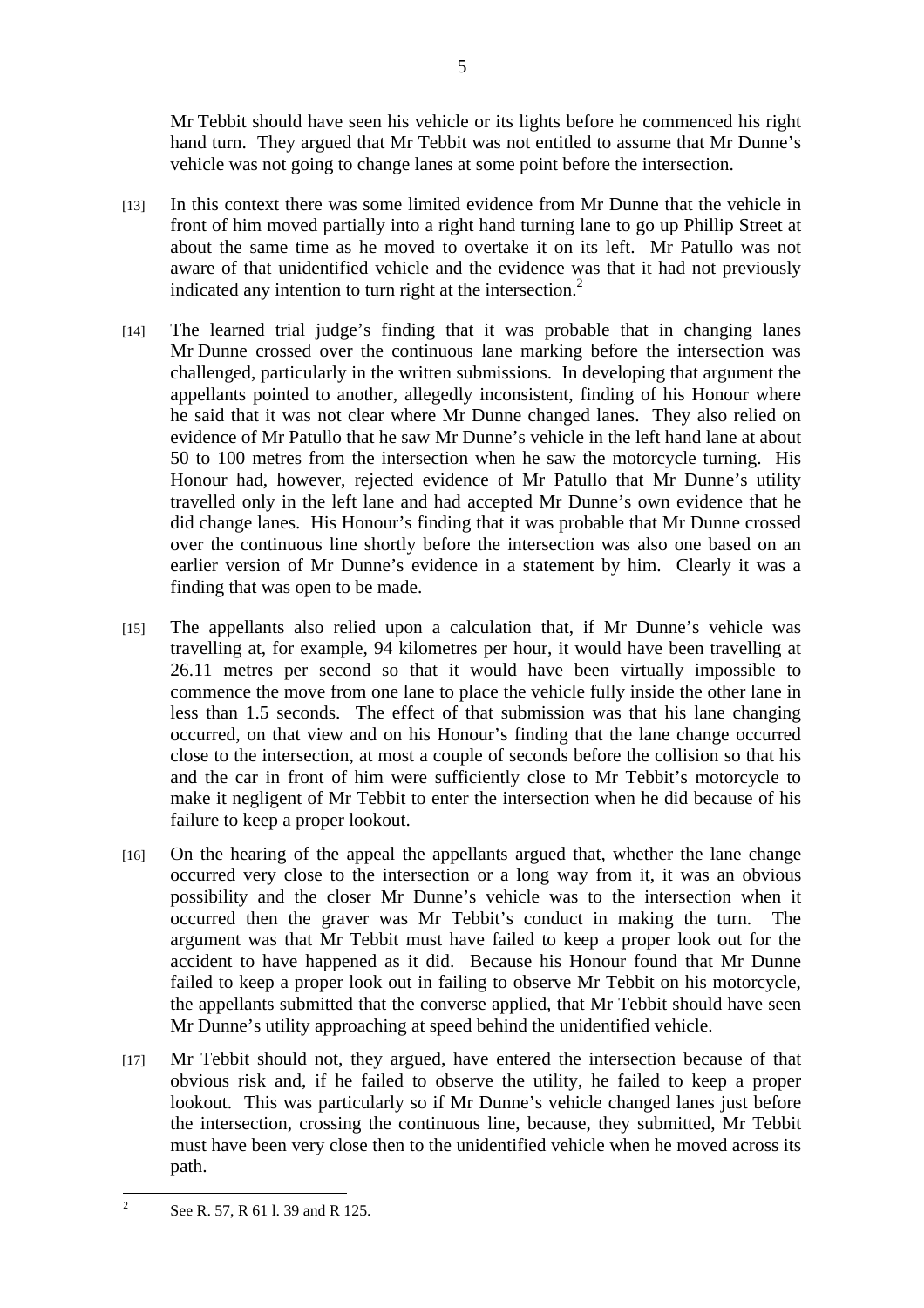Mr Tebbit should have seen his vehicle or its lights before he commenced his right hand turn. They argued that Mr Tebbit was not entitled to assume that Mr Dunne's vehicle was not going to change lanes at some point before the intersection.

[13] In this context there was some limited evidence from Mr Dunne that the vehicle in front of him moved partially into a right hand turning lane to go up Phillip Street at about the same time as he moved to overtake it on its left. Mr Patullo was not aware of that unidentified vehicle and the evidence was that it had not previously indicated any intention to turn right at the intersection.[2]

[14] The learned trial judge's finding that it was probable that in changing lanes Mr Dunne crossed over the continuous lane marking before the intersection was challenged, particularly in the written submissions. In developing that argument the appellants pointed to another, allegedly inconsistent, finding of his Honour where he said that it was not clear where Mr Dunne changed lanes. They also relied on evidence of Mr Patullo that he saw Mr Dunne's vehicle in the left hand lane at about 50 to 100 metres from the intersection when he saw the motorcycle turning. His Honour had, however, rejected evidence of Mr Patullo that Mr Dunne's utility travelled only in the left lane and had accepted Mr Dunne's own evidence that he did change lanes. His Honour's finding that it was probable that Mr Dunne crossed over the continuous line shortly before the intersection was also one based on an earlier version of Mr Dunne's evidence in a statement by him. Clearly it was a finding that was open to be made.

[15] The appellants also relied upon a calculation that, if Mr Dunne's vehicle was travelling at, for example, 94 kilometres per hour, it would have been travelling at 26.11 metres per second so that it would have been virtually impossible to commence the move from one lane to place the vehicle fully inside the other lane in less than 1.5 seconds. The effect of that submission was that his lane changing occurred, on that view and on his Honour's finding that the lane change occurred close to the intersection, at most a couple of seconds before the collision so that his and the car in front of him were sufficiently close to Mr Tebbit's motorcycle to make it negligent of Mr Tebbit to enter the intersection when he did because of his failure to keep a proper lookout.

[16] On the hearing of the appeal the appellants argued that, whether the lane change occurred very close to the intersection or a long way from it, it was an obvious possibility and the closer Mr Dunne's vehicle was to the intersection when it occurred then the graver was Mr Tebbit's conduct in making the turn. The argument was that Mr Tebbit must have failed to keep a proper look out for the accident to have happened as it did. Because his Honour found that Mr Dunne failed to keep a proper look out in failing to observe Mr Tebbit on his motorcycle, the appellants submitted that the converse applied, that Mr Tebbit should have seen Mr Dunne's utility approaching at speed behind the unidentified vehicle.

[17] Mr Tebbit should not, they argued, have entered the intersection because of that obvious risk and, if he failed to observe the utility, he failed to keep a proper lookout. This was particularly so if Mr Dunne's vehicle changed lanes just before the intersection, crossing the continuous line, because, they submitted, Mr Tebbit must have been very close then to the unidentified vehicle when he moved across its path.

---

[2] See R. 57, R 61 l. 39 and R 125.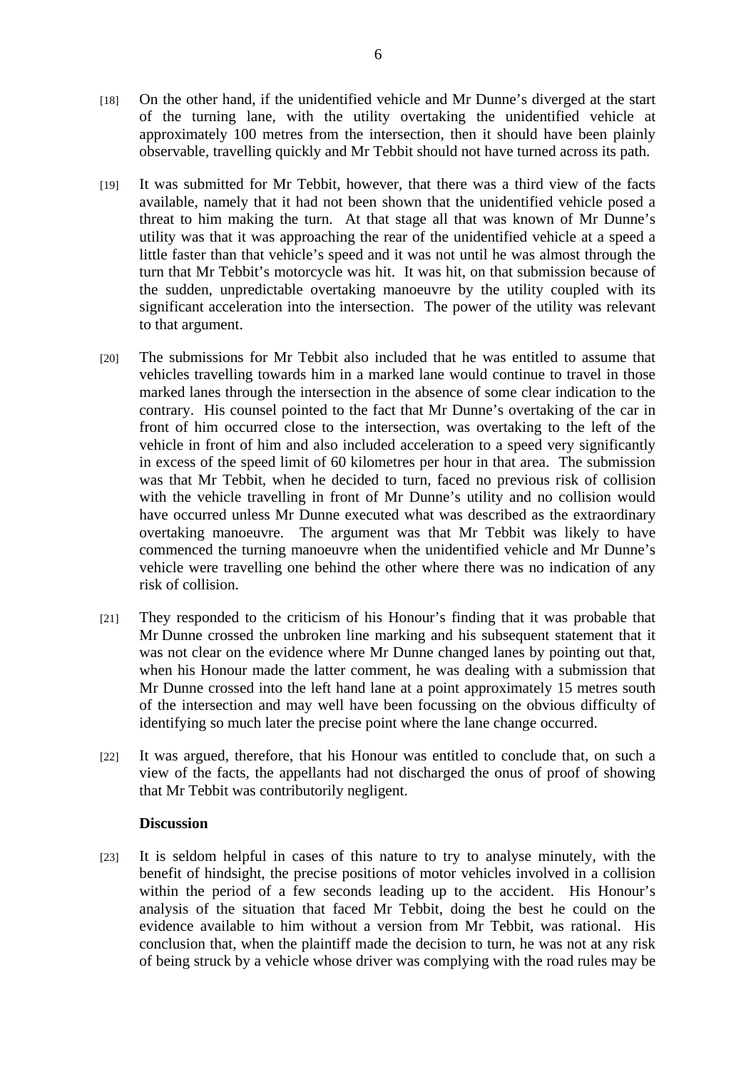[18] On the other hand, if the unidentified vehicle and Mr Dunne's diverged at the start of the turning lane, with the utility overtaking the unidentified vehicle at approximately 100 metres from the intersection, then it should have been plainly observable, travelling quickly and Mr Tebbit should not have turned across its path.

[19] It was submitted for Mr Tebbit, however, that there was a third view of the facts available, namely that it had not been shown that the unidentified vehicle posed a threat to him making the turn. At that stage all that was known of Mr Dunne's utility was that it was approaching the rear of the unidentified vehicle at a speed a little faster than that vehicle's speed and it was not until he was almost through the turn that Mr Tebbit's motorcycle was hit. It was hit, on that submission because of the sudden, unpredictable overtaking manoeuvre by the utility coupled with its significant acceleration into the intersection. The power of the utility was relevant to that argument.

[20] The submissions for Mr Tebbit also included that he was entitled to assume that vehicles travelling towards him in a marked lane would continue to travel in those marked lanes through the intersection in the absence of some clear indication to the contrary. His counsel pointed to the fact that Mr Dunne's overtaking of the car in front of him occurred close to the intersection, was overtaking to the left of the vehicle in front of him and also included acceleration to a speed very significantly in excess of the speed limit of 60 kilometres per hour in that area. The submission was that Mr Tebbit, when he decided to turn, faced no previous risk of collision with the vehicle travelling in front of Mr Dunne's utility and no collision would have occurred unless Mr Dunne executed what was described as the extraordinary overtaking manoeuvre. The argument was that Mr Tebbit was likely to have commenced the turning manoeuvre when the unidentified vehicle and Mr Dunne's vehicle were travelling one behind the other where there was no indication of any risk of collision.

[21] They responded to the criticism of his Honour's finding that it was probable that Mr Dunne crossed the unbroken line marking and his subsequent statement that it was not clear on the evidence where Mr Dunne changed lanes by pointing out that, when his Honour made the latter comment, he was dealing with a submission that Mr Dunne crossed into the left hand lane at a point approximately 15 metres south of the intersection and may well have been focussing on the obvious difficulty of identifying so much later the precise point where the lane change occurred.

[22] It was argued, therefore, that his Honour was entitled to conclude that, on such a view of the facts, the appellants had not discharged the onus of proof of showing that Mr Tebbit was contributorily negligent.

**Discussion**

[23] It is seldom helpful in cases of this nature to try to analyse minutely, with the benefit of hindsight, the precise positions of motor vehicles involved in a collision within the period of a few seconds leading up to the accident. His Honour's analysis of the situation that faced Mr Tebbit, doing the best he could on the evidence available to him without a version from Mr Tebbit, was rational. His conclusion that, when the plaintiff made the decision to turn, he was not at any risk of being struck by a vehicle whose driver was complying with the road rules may be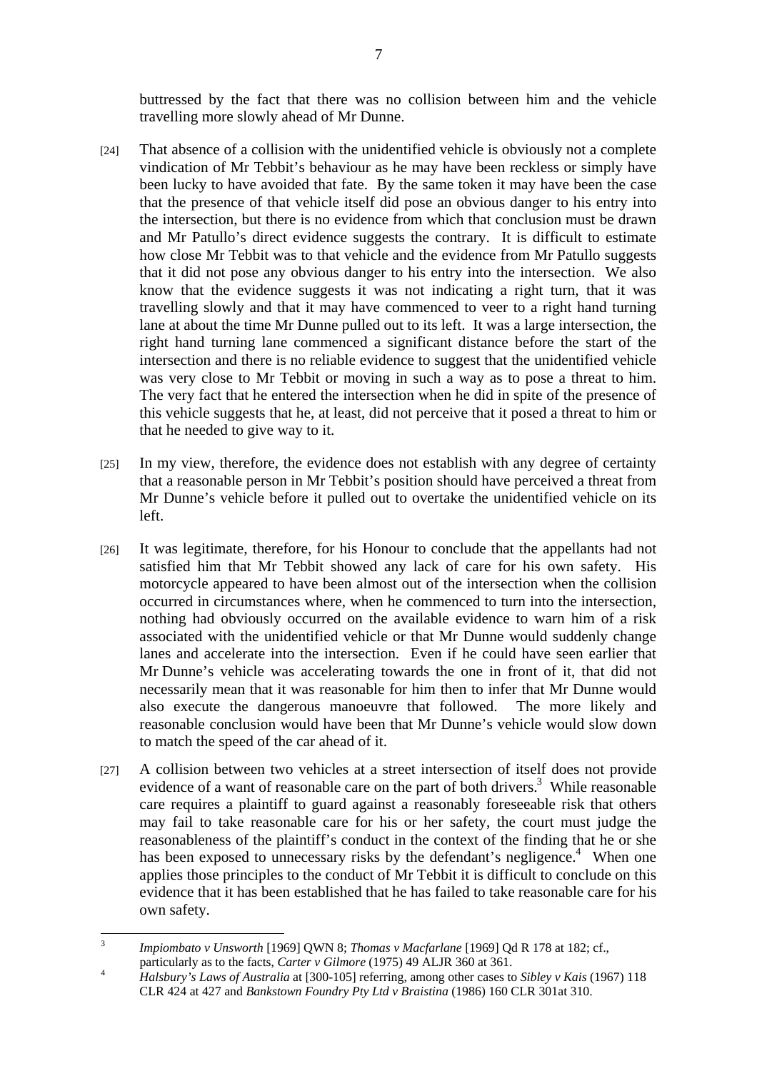buttressed by the fact that there was no collision between him and the vehicle travelling more slowly ahead of Mr Dunne.

[24] That absence of a collision with the unidentified vehicle is obviously not a complete vindication of Mr Tebbit's behaviour as he may have been reckless or simply have been lucky to have avoided that fate. By the same token it may have been the case that the presence of that vehicle itself did pose an obvious danger to his entry into the intersection, but there is no evidence from which that conclusion must be drawn and Mr Patullo's direct evidence suggests the contrary. It is difficult to estimate how close Mr Tebbit was to that vehicle and the evidence from Mr Patullo suggests that it did not pose any obvious danger to his entry into the intersection. We also know that the evidence suggests it was not indicating a right turn, that it was travelling slowly and that it may have commenced to veer to a right hand turning lane at about the time Mr Dunne pulled out to its left. It was a large intersection, the right hand turning lane commenced a significant distance before the start of the intersection and there is no reliable evidence to suggest that the unidentified vehicle was very close to Mr Tebbit or moving in such a way as to pose a threat to him. The very fact that he entered the intersection when he did in spite of the presence of this vehicle suggests that he, at least, did not perceive that it posed a threat to him or that he needed to give way to it.

[25] In my view, therefore, the evidence does not establish with any degree of certainty that a reasonable person in Mr Tebbit's position should have perceived a threat from Mr Dunne's vehicle before it pulled out to overtake the unidentified vehicle on its left.

[26] It was legitimate, therefore, for his Honour to conclude that the appellants had not satisfied him that Mr Tebbit showed any lack of care for his own safety. His motorcycle appeared to have been almost out of the intersection when the collision occurred in circumstances where, when he commenced to turn into the intersection, nothing had obviously occurred on the available evidence to warn him of a risk associated with the unidentified vehicle or that Mr Dunne would suddenly change lanes and accelerate into the intersection. Even if he could have seen earlier that Mr Dunne's vehicle was accelerating towards the one in front of it, that did not necessarily mean that it was reasonable for him then to infer that Mr Dunne would also execute the dangerous manoeuvre that followed. The more likely and reasonable conclusion would have been that Mr Dunne's vehicle would slow down to match the speed of the car ahead of it.

[27] A collision between two vehicles at a street intersection of itself does not provide evidence of a want of reasonable care on the part of both drivers.[3] While reasonable care requires a plaintiff to guard against a reasonably foreseeable risk that others may fail to take reasonable care for his or her safety, the court must judge the reasonableness of the plaintiff's conduct in the context of the finding that he or she has been exposed to unnecessary risks by the defendant's negligence.[4] When one applies those principles to the conduct of Mr Tebbit it is difficult to conclude on this evidence that it has been established that he has failed to take reasonable care for his own safety.

---

[3] *Impiombato v Unsworth* [1969] QWN 8; *Thomas v Macfarlane* [1969] Qd R 178 at 182; cf., particularly as to the facts, *Carter v Gilmore* (1975) 49 ALJR 360 at 361.

[4] *Halsbury's Laws of Australia* at [300-105] referring, among other cases to *Sibley v Kais* (1967) 118 CLR 424 at 427 and *Bankstown Foundry Pty Ltd v Braistina* (1986) 160 CLR 301at 310.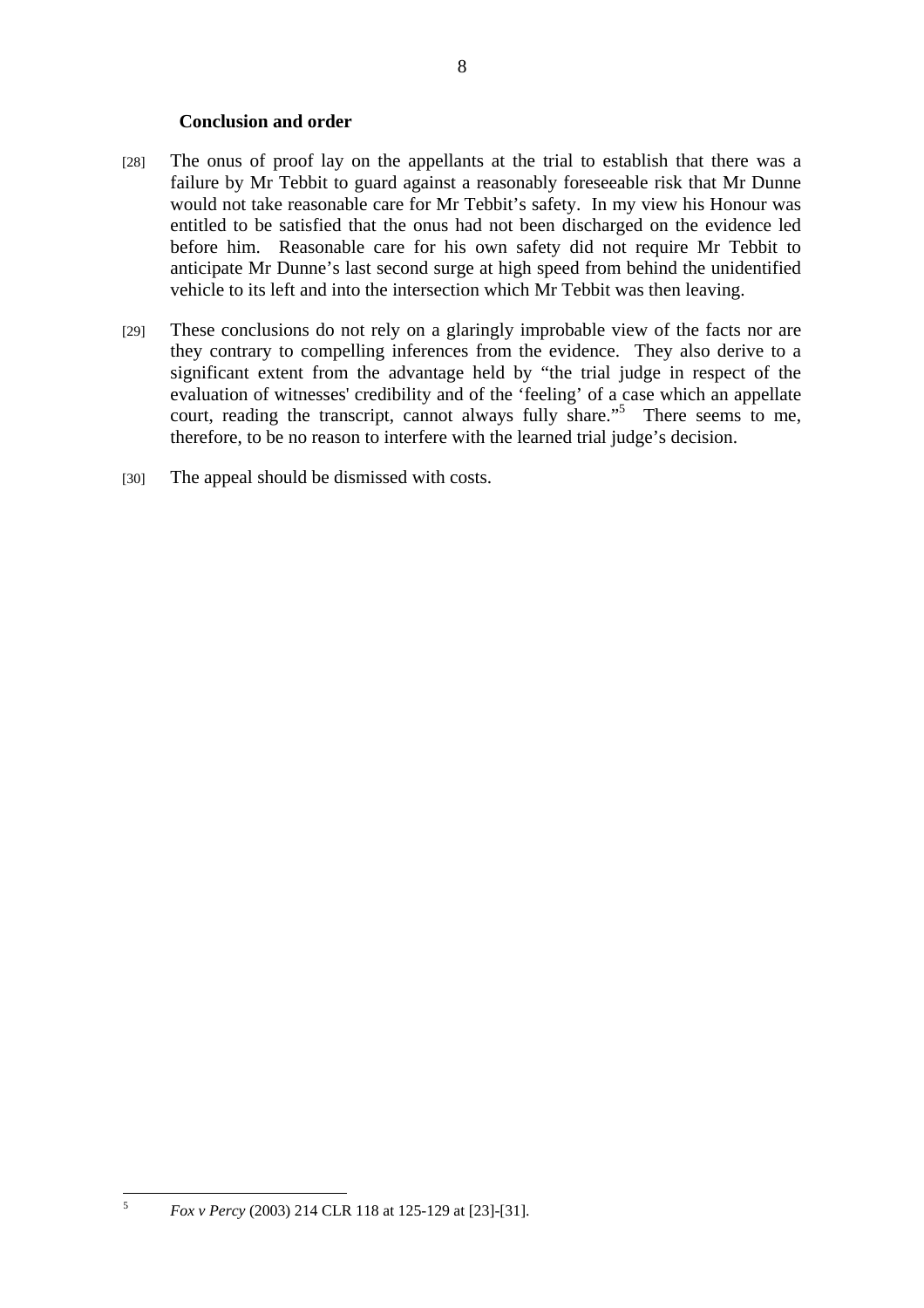### Conclusion and order

[28] The onus of proof lay on the appellants at the trial to establish that there was a failure by Mr Tebbit to guard against a reasonably foreseeable risk that Mr Dunne would not take reasonable care for Mr Tebbit's safety. In my view his Honour was entitled to be satisfied that the onus had not been discharged on the evidence led before him. Reasonable care for his own safety did not require Mr Tebbit to anticipate Mr Dunne's last second surge at high speed from behind the unidentified vehicle to its left and into the intersection which Mr Tebbit was then leaving.

[29] These conclusions do not rely on a glaringly improbable view of the facts nor are they contrary to compelling inferences from the evidence. They also derive to a significant extent from the advantage held by "the trial judge in respect of the evaluation of witnesses' credibility and of the 'feeling' of a case which an appellate court, reading the transcript, cannot always fully share."[5] There seems to me, therefore, to be no reason to interfere with the learned trial judge's decision.

[30] The appeal should be dismissed with costs.

---

[5] *Fox v Percy* (2003) 214 CLR 118 at 125-129 at [23]-[31].